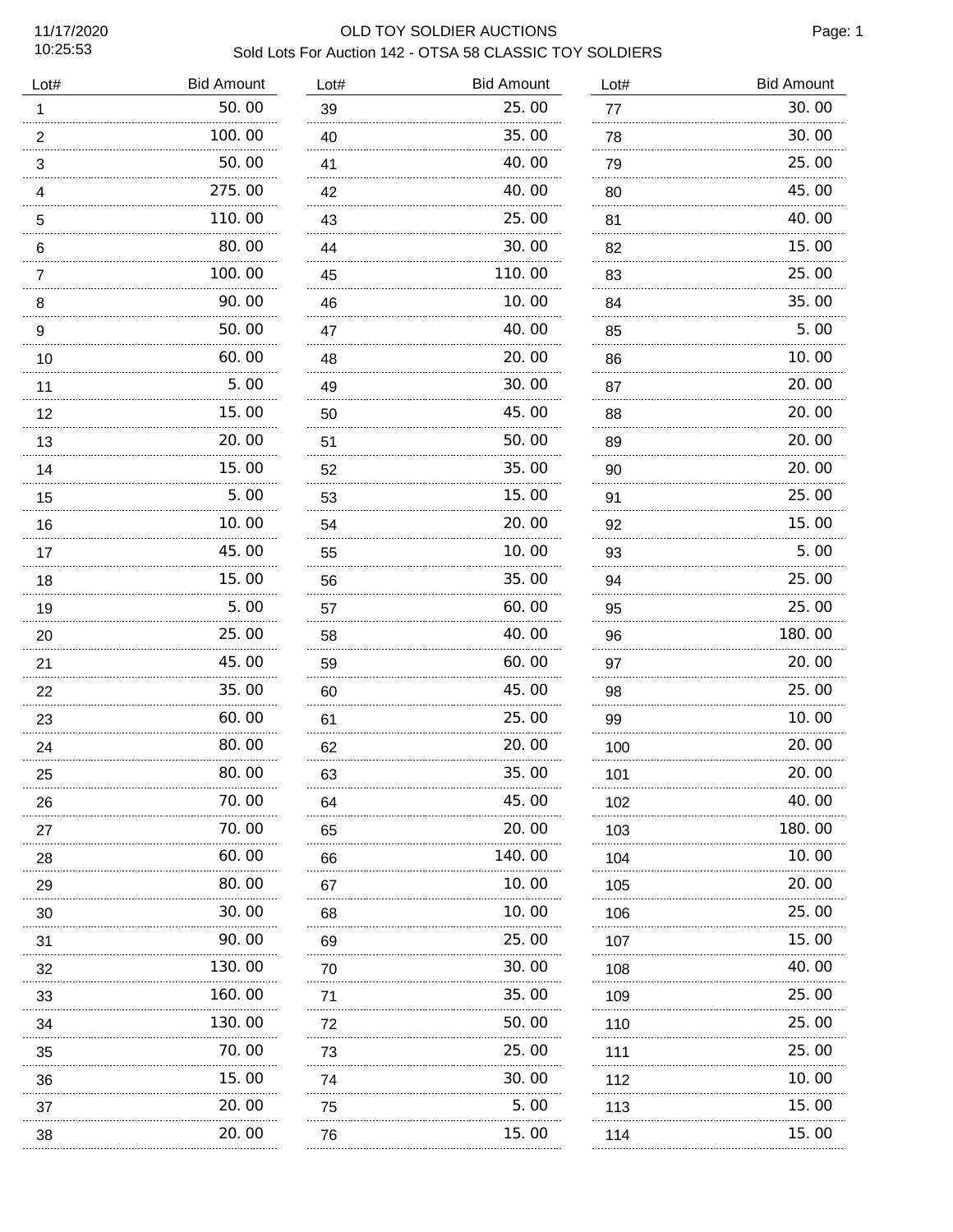# OLD TOY SOLDIER AUCTIONS

## Sold Lots For Auction 142 - OTSA 58 CLASSIC TOY SOLDIERS

11/17/2020
10:25:53

| Lot# | Bid Amount | Lot# | Bid Amount | Lot# | Bid Amount |
|---|---|---|---|---|---|
| 1 | 50.00 | 39 | 25.00 | 77 | 30.00 |
| 2 | 100.00 | 40 | 35.00 | 78 | 30.00 |
| 3 | 50.00 | 41 | 40.00 | 79 | 25.00 |
| 4 | 275.00 | 42 | 40.00 | 80 | 45.00 |
| 5 | 110.00 | 43 | 25.00 | 81 | 40.00 |
| 6 | 80.00 | 44 | 30.00 | 82 | 15.00 |
| 7 | 100.00 | 45 | 110.00 | 83 | 25.00 |
| 8 | 90.00 | 46 | 10.00 | 84 | 35.00 |
| 9 | 50.00 | 47 | 40.00 | 85 | 5.00 |
| 10 | 60.00 | 48 | 20.00 | 86 | 10.00 |
| 11 | 5.00 | 49 | 30.00 | 87 | 20.00 |
| 12 | 15.00 | 50 | 45.00 | 88 | 20.00 |
| 13 | 20.00 | 51 | 50.00 | 89 | 20.00 |
| 14 | 15.00 | 52 | 35.00 | 90 | 20.00 |
| 15 | 5.00 | 53 | 15.00 | 91 | 25.00 |
| 16 | 10.00 | 54 | 20.00 | 92 | 15.00 |
| 17 | 45.00 | 55 | 10.00 | 93 | 5.00 |
| 18 | 15.00 | 56 | 35.00 | 94 | 25.00 |
| 19 | 5.00 | 57 | 60.00 | 95 | 25.00 |
| 20 | 25.00 | 58 | 40.00 | 96 | 180.00 |
| 21 | 45.00 | 59 | 60.00 | 97 | 20.00 |
| 22 | 35.00 | 60 | 45.00 | 98 | 25.00 |
| 23 | 60.00 | 61 | 25.00 | 99 | 10.00 |
| 24 | 80.00 | 62 | 20.00 | 100 | 20.00 |
| 25 | 80.00 | 63 | 35.00 | 101 | 20.00 |
| 26 | 70.00 | 64 | 45.00 | 102 | 40.00 |
| 27 | 70.00 | 65 | 20.00 | 103 | 180.00 |
| 28 | 60.00 | 66 | 140.00 | 104 | 10.00 |
| 29 | 80.00 | 67 | 10.00 | 105 | 20.00 |
| 30 | 30.00 | 68 | 10.00 | 106 | 25.00 |
| 31 | 90.00 | 69 | 25.00 | 107 | 15.00 |
| 32 | 130.00 | 70 | 30.00 | 108 | 40.00 |
| 33 | 160.00 | 71 | 35.00 | 109 | 25.00 |
| 34 | 130.00 | 72 | 50.00 | 110 | 25.00 |
| 35 | 70.00 | 73 | 25.00 | 111 | 25.00 |
| 36 | 15.00 | 74 | 30.00 | 112 | 10.00 |
| 37 | 20.00 | 75 | 5.00 | 113 | 15.00 |
| 38 | 20.00 | 76 | 15.00 | 114 | 15.00 |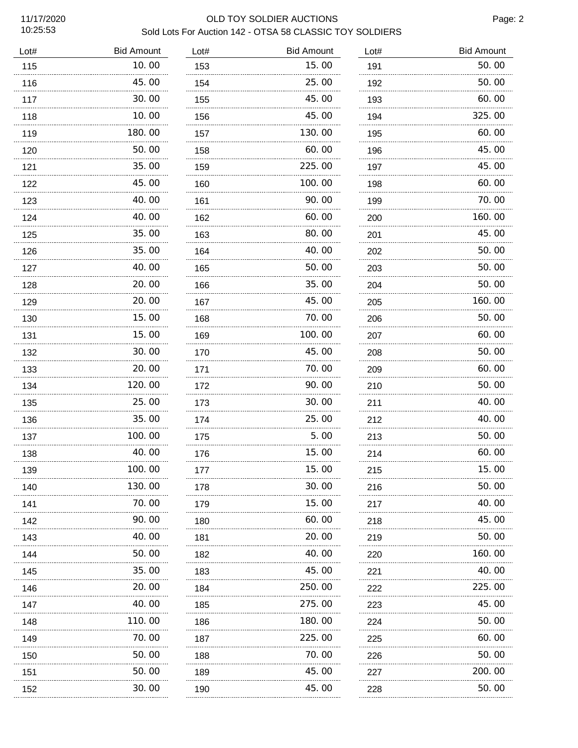OLD TOY SOLDIER AUCTIONS

Sold Lots For Auction 142 - OTSA 58 CLASSIC TOY SOLDIERS

| Lot# | Bid Amount | Lot# | Bid Amount | Lot# | Bid Amount |
|---|---|---|---|---|---|
| 115 | 10.00 | 153 | 15.00 | 191 | 50.00 |
| 116 | 45.00 | 154 | 25.00 | 192 | 50.00 |
| 117 | 30.00 | 155 | 45.00 | 193 | 60.00 |
| 118 | 10.00 | 156 | 45.00 | 194 | 325.00 |
| 119 | 180.00 | 157 | 130.00 | 195 | 60.00 |
| 120 | 50.00 | 158 | 60.00 | 196 | 45.00 |
| 121 | 35.00 | 159 | 225.00 | 197 | 45.00 |
| 122 | 45.00 | 160 | 100.00 | 198 | 60.00 |
| 123 | 40.00 | 161 | 90.00 | 199 | 70.00 |
| 124 | 40.00 | 162 | 60.00 | 200 | 160.00 |
| 125 | 35.00 | 163 | 80.00 | 201 | 45.00 |
| 126 | 35.00 | 164 | 40.00 | 202 | 50.00 |
| 127 | 40.00 | 165 | 50.00 | 203 | 50.00 |
| 128 | 20.00 | 166 | 35.00 | 204 | 50.00 |
| 129 | 20.00 | 167 | 45.00 | 205 | 160.00 |
| 130 | 15.00 | 168 | 70.00 | 206 | 50.00 |
| 131 | 15.00 | 169 | 100.00 | 207 | 60.00 |
| 132 | 30.00 | 170 | 45.00 | 208 | 50.00 |
| 133 | 20.00 | 171 | 70.00 | 209 | 60.00 |
| 134 | 120.00 | 172 | 90.00 | 210 | 50.00 |
| 135 | 25.00 | 173 | 30.00 | 211 | 40.00 |
| 136 | 35.00 | 174 | 25.00 | 212 | 40.00 |
| 137 | 100.00 | 175 | 5.00 | 213 | 50.00 |
| 138 | 40.00 | 176 | 15.00 | 214 | 60.00 |
| 139 | 100.00 | 177 | 15.00 | 215 | 15.00 |
| 140 | 130.00 | 178 | 30.00 | 216 | 50.00 |
| 141 | 70.00 | 179 | 15.00 | 217 | 40.00 |
| 142 | 90.00 | 180 | 60.00 | 218 | 45.00 |
| 143 | 40.00 | 181 | 20.00 | 219 | 50.00 |
| 144 | 50.00 | 182 | 40.00 | 220 | 160.00 |
| 145 | 35.00 | 183 | 45.00 | 221 | 40.00 |
| 146 | 20.00 | 184 | 250.00 | 222 | 225.00 |
| 147 | 40.00 | 185 | 275.00 | 223 | 45.00 |
| 148 | 110.00 | 186 | 180.00 | 224 | 50.00 |
| 149 | 70.00 | 187 | 225.00 | 225 | 60.00 |
| 150 | 50.00 | 188 | 70.00 | 226 | 50.00 |
| 151 | 50.00 | 189 | 45.00 | 227 | 200.00 |
| 152 | 30.00 | 190 | 45.00 | 228 | 50.00 |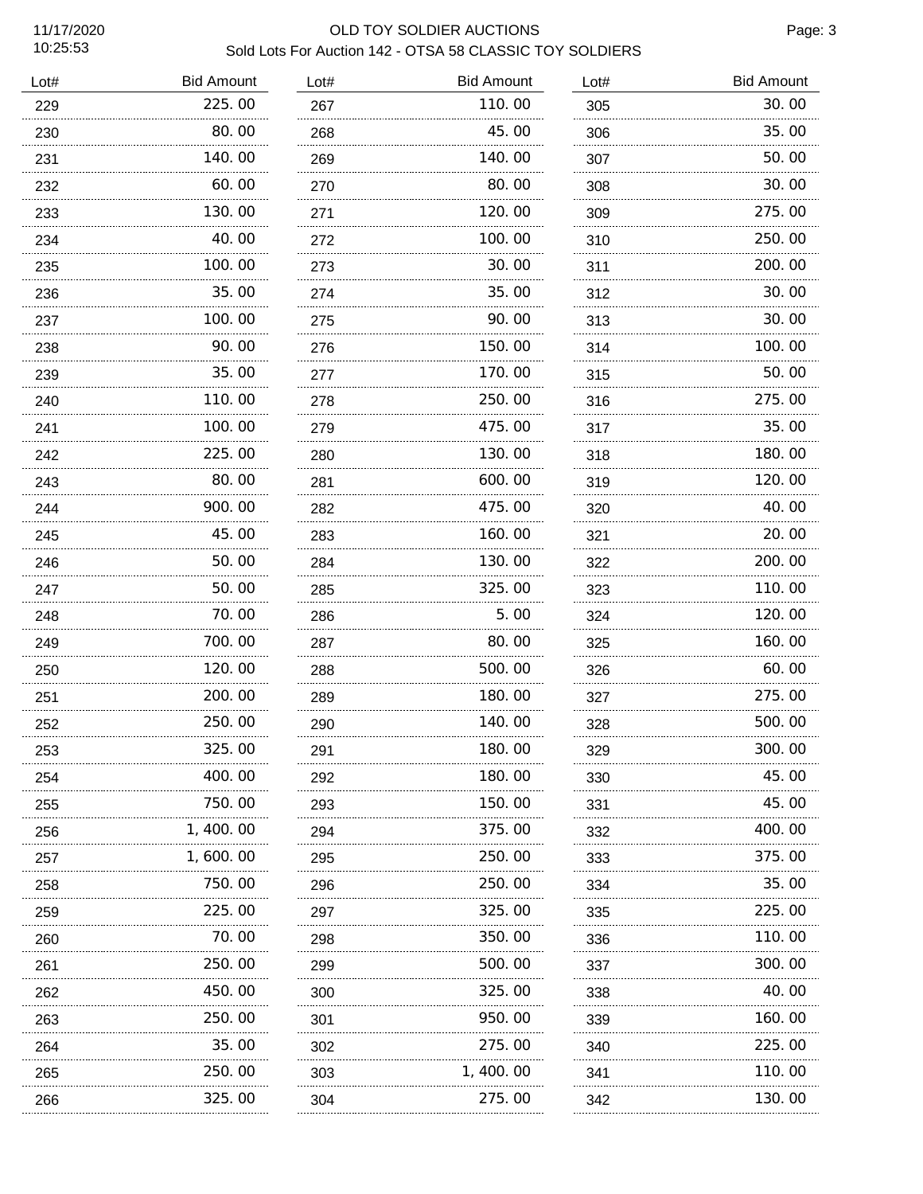OLD TOY SOLDIER AUCTIONS

Sold Lots For Auction 142 - OTSA 58 CLASSIC TOY SOLDIERS

| Lot# | Bid Amount |
|---|---|
| 229 | 225.00 |
| 230 | 80.00 |
| 231 | 140.00 |
| 232 | 60.00 |
| 233 | 130.00 |
| 234 | 40.00 |
| 235 | 100.00 |
| 236 | 35.00 |
| 237 | 100.00 |
| 238 | 90.00 |
| 239 | 35.00 |
| 240 | 110.00 |
| 241 | 100.00 |
| 242 | 225.00 |
| 243 | 80.00 |
| 244 | 900.00 |
| 245 | 45.00 |
| 246 | 50.00 |
| 247 | 50.00 |
| 248 | 70.00 |
| 249 | 700.00 |
| 250 | 120.00 |
| 251 | 200.00 |
| 252 | 250.00 |
| 253 | 325.00 |
| 254 | 400.00 |
| 255 | 750.00 |
| 256 | 1,400.00 |
| 257 | 1,600.00 |
| 258 | 750.00 |
| 259 | 225.00 |
| 260 | 70.00 |
| 261 | 250.00 |
| 262 | 450.00 |
| 263 | 250.00 |
| 264 | 35.00 |
| 265 | 250.00 |
| 266 | 325.00 |
| 267 | 110.00 |
| 268 | 45.00 |
| 269 | 140.00 |
| 270 | 80.00 |
| 271 | 120.00 |
| 272 | 100.00 |
| 273 | 30.00 |
| 274 | 35.00 |
| 275 | 90.00 |
| 276 | 150.00 |
| 277 | 170.00 |
| 278 | 250.00 |
| 279 | 475.00 |
| 280 | 130.00 |
| 281 | 600.00 |
| 282 | 475.00 |
| 283 | 160.00 |
| 284 | 130.00 |
| 285 | 325.00 |
| 286 | 5.00 |
| 287 | 80.00 |
| 288 | 500.00 |
| 289 | 180.00 |
| 290 | 140.00 |
| 291 | 180.00 |
| 292 | 180.00 |
| 293 | 150.00 |
| 294 | 375.00 |
| 295 | 250.00 |
| 296 | 250.00 |
| 297 | 325.00 |
| 298 | 350.00 |
| 299 | 500.00 |
| 300 | 325.00 |
| 301 | 950.00 |
| 302 | 275.00 |
| 303 | 1,400.00 |
| 304 | 275.00 |
| 305 | 30.00 |
| 306 | 35.00 |
| 307 | 50.00 |
| 308 | 30.00 |
| 309 | 275.00 |
| 310 | 250.00 |
| 311 | 200.00 |
| 312 | 30.00 |
| 313 | 30.00 |
| 314 | 100.00 |
| 315 | 50.00 |
| 316 | 275.00 |
| 317 | 35.00 |
| 318 | 180.00 |
| 319 | 120.00 |
| 320 | 40.00 |
| 321 | 20.00 |
| 322 | 200.00 |
| 323 | 110.00 |
| 324 | 120.00 |
| 325 | 160.00 |
| 326 | 60.00 |
| 327 | 275.00 |
| 328 | 500.00 |
| 329 | 300.00 |
| 330 | 45.00 |
| 331 | 45.00 |
| 332 | 400.00 |
| 333 | 375.00 |
| 334 | 35.00 |
| 335 | 225.00 |
| 336 | 110.00 |
| 337 | 300.00 |
| 338 | 40.00 |
| 339 | 160.00 |
| 340 | 225.00 |
| 341 | 110.00 |
| 342 | 130.00 |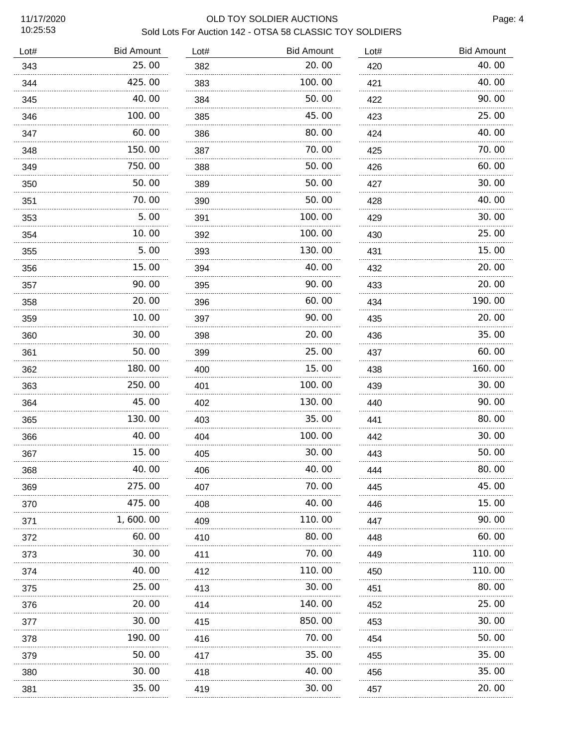# OLD TOY SOLDIER AUCTIONS

Sold Lots For Auction 142 - OTSA 58 CLASSIC TOY SOLDIERS

11/17/2020 10:25:53

| Lot# | Bid Amount | Lot# | Bid Amount | Lot# | Bid Amount |
|---|---|---|---|---|---|
| 343 | 25.00 | 382 | 20.00 | 420 | 40.00 |
| 344 | 425.00 | 383 | 100.00 | 421 | 40.00 |
| 345 | 40.00 | 384 | 50.00 | 422 | 90.00 |
| 346 | 100.00 | 385 | 45.00 | 423 | 25.00 |
| 347 | 60.00 | 386 | 80.00 | 424 | 40.00 |
| 348 | 150.00 | 387 | 70.00 | 425 | 70.00 |
| 349 | 750.00 | 388 | 50.00 | 426 | 60.00 |
| 350 | 50.00 | 389 | 50.00 | 427 | 30.00 |
| 351 | 70.00 | 390 | 50.00 | 428 | 40.00 |
| 353 | 5.00 | 391 | 100.00 | 429 | 30.00 |
| 354 | 10.00 | 392 | 100.00 | 430 | 25.00 |
| 355 | 5.00 | 393 | 130.00 | 431 | 15.00 |
| 356 | 15.00 | 394 | 40.00 | 432 | 20.00 |
| 357 | 90.00 | 395 | 90.00 | 433 | 20.00 |
| 358 | 20.00 | 396 | 60.00 | 434 | 190.00 |
| 359 | 10.00 | 397 | 90.00 | 435 | 20.00 |
| 360 | 30.00 | 398 | 20.00 | 436 | 35.00 |
| 361 | 50.00 | 399 | 25.00 | 437 | 60.00 |
| 362 | 180.00 | 400 | 15.00 | 438 | 160.00 |
| 363 | 250.00 | 401 | 100.00 | 439 | 30.00 |
| 364 | 45.00 | 402 | 130.00 | 440 | 90.00 |
| 365 | 130.00 | 403 | 35.00 | 441 | 80.00 |
| 366 | 40.00 | 404 | 100.00 | 442 | 30.00 |
| 367 | 15.00 | 405 | 30.00 | 443 | 50.00 |
| 368 | 40.00 | 406 | 40.00 | 444 | 80.00 |
| 369 | 275.00 | 407 | 70.00 | 445 | 45.00 |
| 370 | 475.00 | 408 | 40.00 | 446 | 15.00 |
| 371 | 1,600.00 | 409 | 110.00 | 447 | 90.00 |
| 372 | 60.00 | 410 | 80.00 | 448 | 60.00 |
| 373 | 30.00 | 411 | 70.00 | 449 | 110.00 |
| 374 | 40.00 | 412 | 110.00 | 450 | 110.00 |
| 375 | 25.00 | 413 | 30.00 | 451 | 80.00 |
| 376 | 20.00 | 414 | 140.00 | 452 | 25.00 |
| 377 | 30.00 | 415 | 850.00 | 453 | 30.00 |
| 378 | 190.00 | 416 | 70.00 | 454 | 50.00 |
| 379 | 50.00 | 417 | 35.00 | 455 | 35.00 |
| 380 | 30.00 | 418 | 40.00 | 456 | 35.00 |
| 381 | 35.00 | 419 | 30.00 | 457 | 20.00 |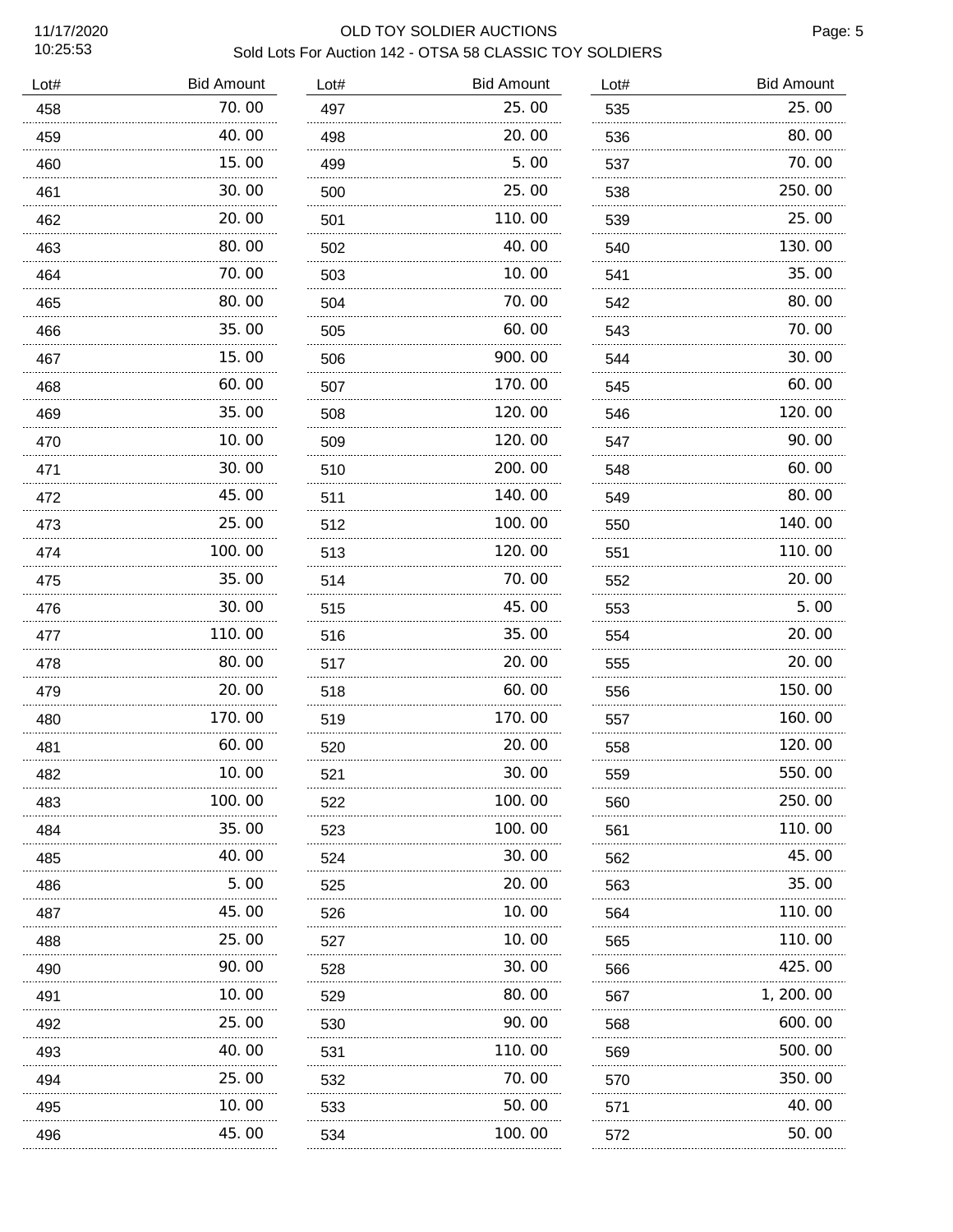# OLD TOY SOLDIER AUCTIONS

## Sold Lots For Auction 142 - OTSA 58 CLASSIC TOY SOLDIERS

| Lot# | Bid Amount | Lot# | Bid Amount | Lot# | Bid Amount |
|---|---|---|---|---|---|
| 458 | 70.00 | 497 | 25.00 | 535 | 25.00 |
| 459 | 40.00 | 498 | 20.00 | 536 | 80.00 |
| 460 | 15.00 | 499 | 5.00 | 537 | 70.00 |
| 461 | 30.00 | 500 | 25.00 | 538 | 250.00 |
| 462 | 20.00 | 501 | 110.00 | 539 | 25.00 |
| 463 | 80.00 | 502 | 40.00 | 540 | 130.00 |
| 464 | 70.00 | 503 | 10.00 | 541 | 35.00 |
| 465 | 80.00 | 504 | 70.00 | 542 | 80.00 |
| 466 | 35.00 | 505 | 60.00 | 543 | 70.00 |
| 467 | 15.00 | 506 | 900.00 | 544 | 30.00 |
| 468 | 60.00 | 507 | 170.00 | 545 | 60.00 |
| 469 | 35.00 | 508 | 120.00 | 546 | 120.00 |
| 470 | 10.00 | 509 | 120.00 | 547 | 90.00 |
| 471 | 30.00 | 510 | 200.00 | 548 | 60.00 |
| 472 | 45.00 | 511 | 140.00 | 549 | 80.00 |
| 473 | 25.00 | 512 | 100.00 | 550 | 140.00 |
| 474 | 100.00 | 513 | 120.00 | 551 | 110.00 |
| 475 | 35.00 | 514 | 70.00 | 552 | 20.00 |
| 476 | 30.00 | 515 | 45.00 | 553 | 5.00 |
| 477 | 110.00 | 516 | 35.00 | 554 | 20.00 |
| 478 | 80.00 | 517 | 20.00 | 555 | 20.00 |
| 479 | 20.00 | 518 | 60.00 | 556 | 150.00 |
| 480 | 170.00 | 519 | 170.00 | 557 | 160.00 |
| 481 | 60.00 | 520 | 20.00 | 558 | 120.00 |
| 482 | 10.00 | 521 | 30.00 | 559 | 550.00 |
| 483 | 100.00 | 522 | 100.00 | 560 | 250.00 |
| 484 | 35.00 | 523 | 100.00 | 561 | 110.00 |
| 485 | 40.00 | 524 | 30.00 | 562 | 45.00 |
| 486 | 5.00 | 525 | 20.00 | 563 | 35.00 |
| 487 | 45.00 | 526 | 10.00 | 564 | 110.00 |
| 488 | 25.00 | 527 | 10.00 | 565 | 110.00 |
| 490 | 90.00 | 528 | 30.00 | 566 | 425.00 |
| 491 | 10.00 | 529 | 80.00 | 567 | 1,200.00 |
| 492 | 25.00 | 530 | 90.00 | 568 | 600.00 |
| 493 | 40.00 | 531 | 110.00 | 569 | 500.00 |
| 494 | 25.00 | 532 | 70.00 | 570 | 350.00 |
| 495 | 10.00 | 533 | 50.00 | 571 | 40.00 |
| 496 | 45.00 | 534 | 100.00 | 572 | 50.00 |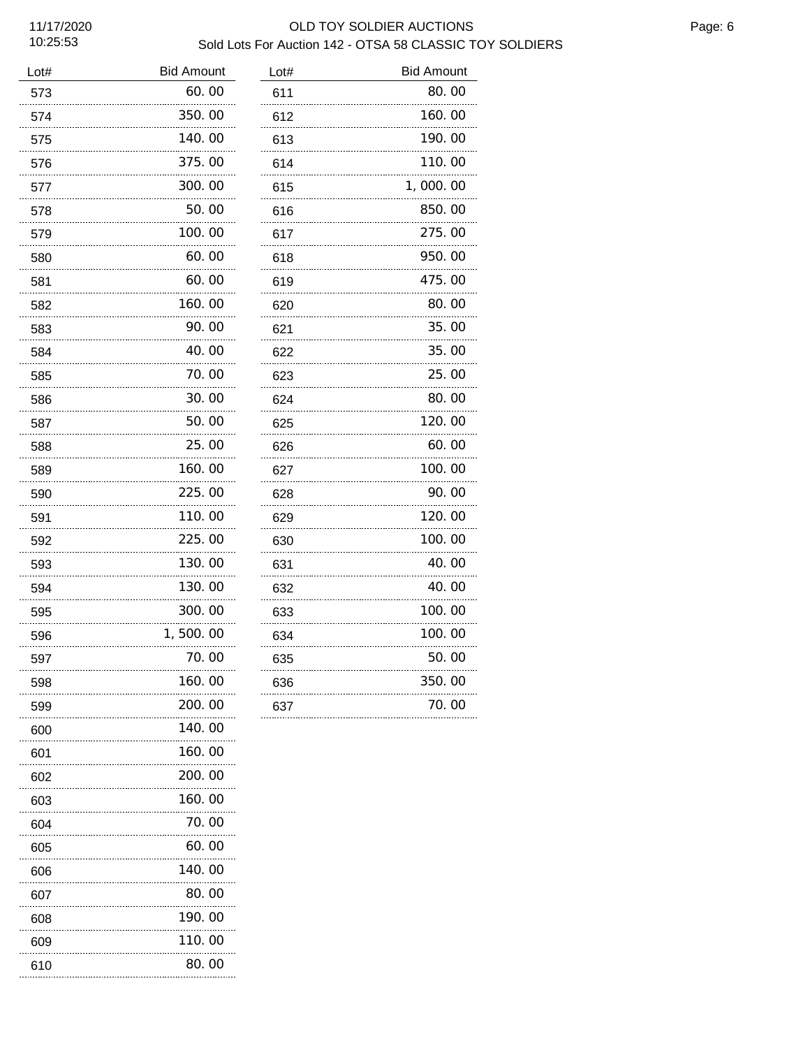| Lot# | Bid Amount |
|---|---|
| 573 | 60.00 |
| 574 | 350.00 |
| 575 | 140.00 |
| 576 | 375.00 |
| 577 | 300.00 |
| 578 | 50.00 |
| 579 | 100.00 |
| 580 | 60.00 |
| 581 | 60.00 |
| 582 | 160.00 |
| 583 | 90.00 |
| 584 | 40.00 |
| 585 | 70.00 |
| 586 | 30.00 |
| 587 | 50.00 |
| 588 | 25.00 |
| 589 | 160.00 |
| 590 | 225.00 |
| 591 | 110.00 |
| 592 | 225.00 |
| 593 | 130.00 |
| 594 | 130.00 |
| 595 | 300.00 |
| 596 | 1,500.00 |
| 597 | 70.00 |
| 598 | 160.00 |
| 599 | 200.00 |
| 600 | 140.00 |
| 601 | 160.00 |
| 602 | 200.00 |
| 603 | 160.00 |
| 604 | 70.00 |
| 605 | 60.00 |
| 606 | 140.00 |
| 607 | 80.00 |
| 608 | 190.00 |
| 609 | 110.00 |
| 610 | 80.00 |
| 611 | 80.00 |
| 612 | 160.00 |
| 613 | 190.00 |
| 614 | 110.00 |
| 615 | 1,000.00 |
| 616 | 850.00 |
| 617 | 275.00 |
| 618 | 950.00 |
| 619 | 475.00 |
| 620 | 80.00 |
| 621 | 35.00 |
| 622 | 35.00 |
| 623 | 25.00 |
| 624 | 80.00 |
| 625 | 120.00 |
| 626 | 60.00 |
| 627 | 100.00 |
| 628 | 90.00 |
| 629 | 120.00 |
| 630 | 100.00 |
| 631 | 40.00 |
| 632 | 40.00 |
| 633 | 100.00 |
| 634 | 100.00 |
| 635 | 50.00 |
| 636 | 350.00 |
| 637 | 70.00 |